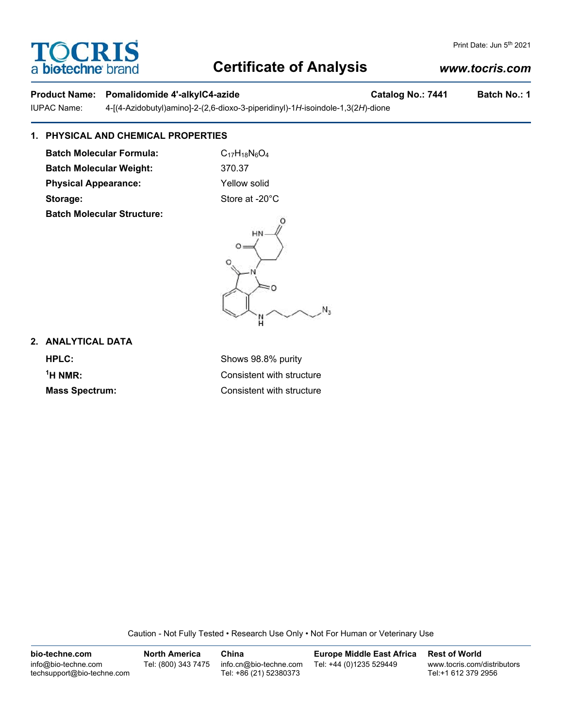# Certificate of Analysis

Print Date: Jun 5th 2021

www.tocris.com

**Product Name:** **Pomalidomide 4'-alkylC4-azide** **Catalog No.: 7441** **Batch No.: 1**

IUPAC Name: 4-[(4-Azidobutyl)amino]-2-(2,6-dioxo-3-piperidinyl)-1*H*-isoindole-1,3(2*H*)-dione

## 1. PHYSICAL AND CHEMICAL PROPERTIES

**Batch Molecular Formula:** $C_{17}H_{18}N_6O_4$

**Batch Molecular Weight:** 370.37

**Physical Appearance:** Yellow solid

**Storage:** Store at -20°C

**Batch Molecular Structure:**

## 2. ANALYTICAL DATA

**HPLC:** Shows 98.8% purity

**$^1$H NMR:** Consistent with structure

**Mass Spectrum:** Consistent with structure

Caution - Not Fully Tested • Research Use Only • Not For Human or Veterinary Use

| bio-techne.com | North America | China | Europe Middle East Africa | Rest of World |
| --- | --- | --- | --- | --- |
| info@bio-techne.com techsupport@bio-techne.com | Tel: (800) 343 7475 | info.cn@bio-techne.com Tel: +86 (21) 52380373 | Tel: +44 (0)1235 529449 | www.tocris.com/distributors Tel:+1 612 379 2956 |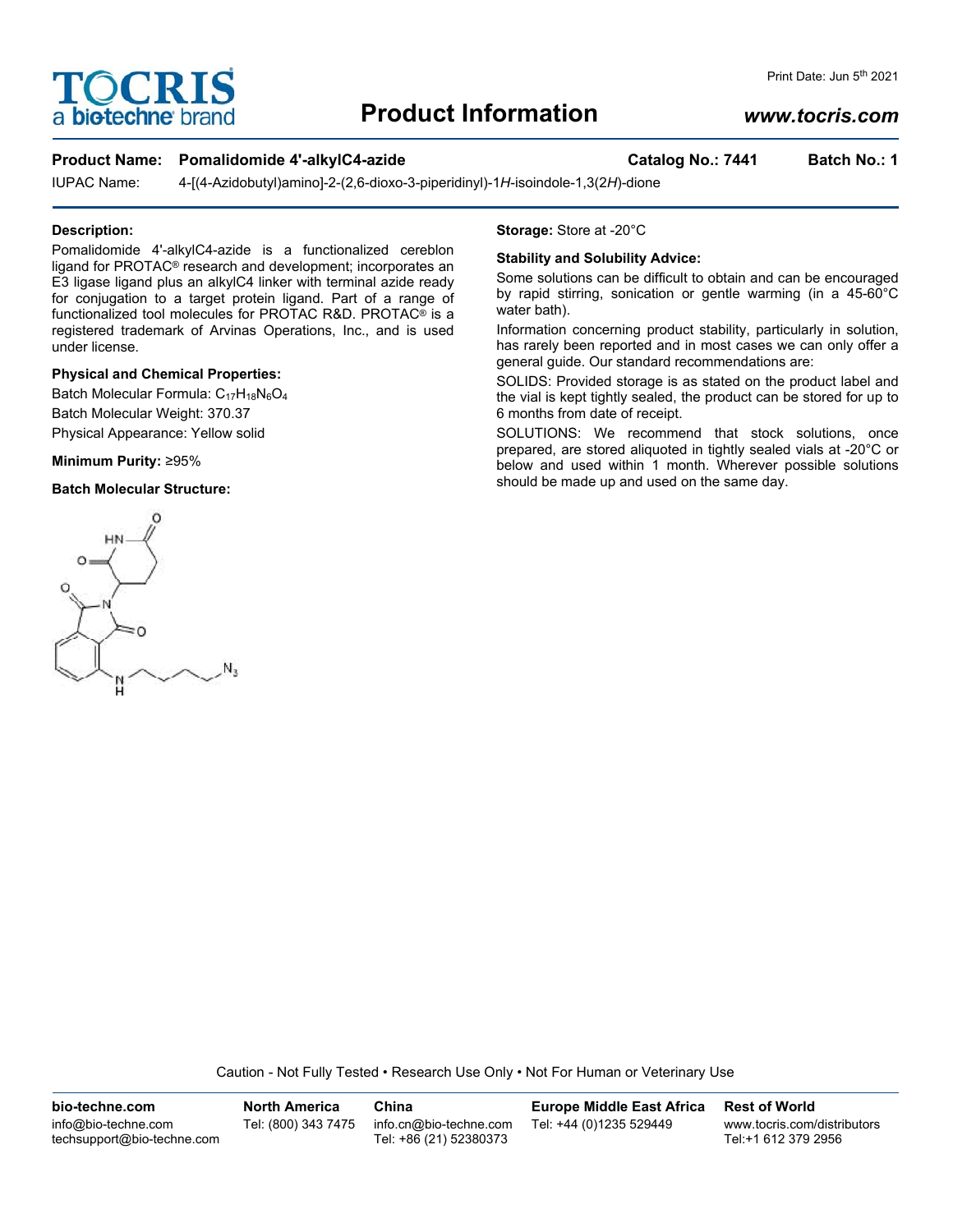# Product Information

Print Date: Jun 5th 2021

*www.tocris.com*

**Product Name: Pomalidomide 4'-alkylC4-azide** **Catalog No.: 7441** **Batch No.: 1**

IUPAC Name: 4-[(4-Azidobutyl)amino]-2-(2,6-dioxo-3-piperidinyl)-1*H*-isoindole-1,3(2*H*)-dione

### Description:

Pomalidomide 4'-alkylC4-azide is a functionalized cereblon ligand for PROTAC® research and development; incorporates an E3 ligase ligand plus an alkylC4 linker with terminal azide ready for conjugation to a target protein ligand. Part of a range of functionalized tool molecules for PROTAC R&D. PROTAC® is a registered trademark of Arvinas Operations, Inc., and is used under license.

### Physical and Chemical Properties:

Batch Molecular Formula: $C_{17}H_{18}N_6O_4$

Batch Molecular Weight: 370.37

Physical Appearance: Yellow solid

**Minimum Purity:** ≥95%

### Batch Molecular Structure:

**Storage:** Store at -20°C

### Stability and Solubility Advice:

Some solutions can be difficult to obtain and can be encouraged by rapid stirring, sonication or gentle warming (in a 45-60°C water bath).

Information concerning product stability, particularly in solution, has rarely been reported and in most cases we can only offer a general guide. Our standard recommendations are:

SOLIDS: Provided storage is as stated on the product label and the vial is kept tightly sealed, the product can be stored for up to 6 months from date of receipt.

SOLUTIONS: We recommend that stock solutions, once prepared, are stored aliquoted in tightly sealed vials at -20°C or below and used within 1 month. Wherever possible solutions should be made up and used on the same day.

Caution - Not Fully Tested • Research Use Only • Not For Human or Veterinary Use

**bio-techne.com**
info@bio-techne.com
techsupport@bio-techne.com

**North America**
Tel: (800) 343 7475

**China**
info.cn@bio-techne.com
Tel: +86 (21) 52380373

**Europe Middle East Africa**
Tel: +44 (0)1235 529449

**Rest of World**
www.tocris.com/distributors
Tel:+1 612 379 2956